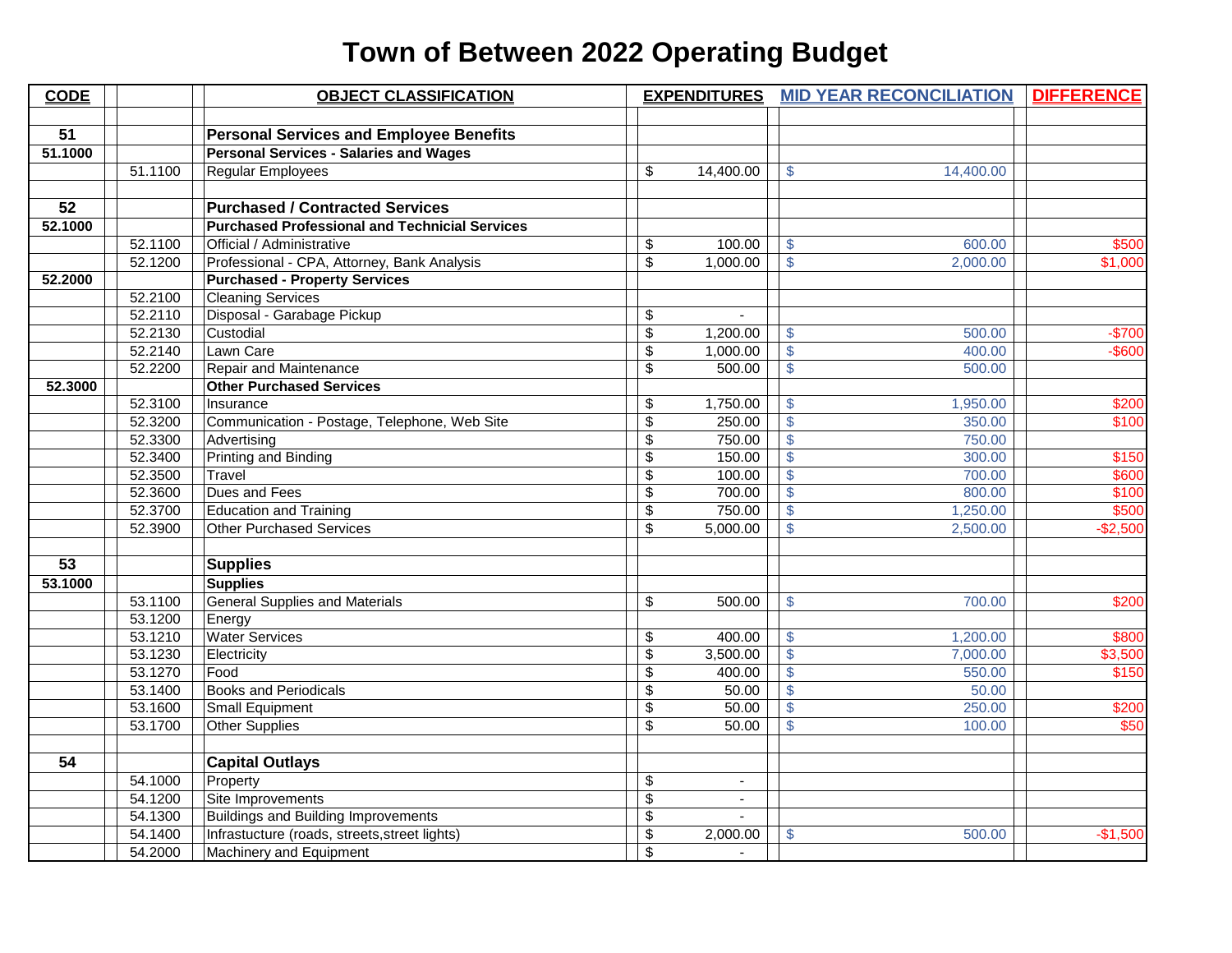# Town of Between 2022 Operating Budget

| CODE | | OBJECT CLASSIFICATION | EXPENDITURES | MID YEAR RECONCILIATION | DIFFERENCE |
|---|---|---|---|---|---|
| 51 | | **Personal Services and Employee Benefits** | | | |
| 51.1000 | | **Personal Services - Salaries and Wages** | | | |
| | 51.1100 | Regular Employees | $ 14,400.00 | $ 14,400.00 | |
| 52 | | **Purchased / Contracted Services** | | | |
| 52.1000 | | **Purchased Professional and Technicial Services** | | | |
| | 52.1100 | Official / Administrative | $ 100.00 | $ 600.00 | $500 |
| | 52.1200 | Professional - CPA, Attorney, Bank Analysis | $ 1,000.00 | $ 2,000.00 | $1,000 |
| 52.2000 | | **Purchased - Property Services** | | | |
| | 52.2100 | Cleaning Services | | | |
| | 52.2110 | Disposal - Garabage Pickup | $ - | | |
| | 52.2130 | Custodial | $ 1,200.00 | $ 500.00 | -$700 |
| | 52.2140 | Lawn Care | $ 1,000.00 | $ 400.00 | -$600 |
| | 52.2200 | Repair and Maintenance | $ 500.00 | $ 500.00 | |
| 52.3000 | | **Other Purchased Services** | | | |
| | 52.3100 | Insurance | $ 1,750.00 | $ 1,950.00 | $200 |
| | 52.3200 | Communication - Postage, Telephone, Web Site | $ 250.00 | $ 350.00 | $100 |
| | 52.3300 | Advertising | $ 750.00 | $ 750.00 | |
| | 52.3400 | Printing and Binding | $ 150.00 | $ 300.00 | $150 |
| | 52.3500 | Travel | $ 100.00 | $ 700.00 | $600 |
| | 52.3600 | Dues and Fees | $ 700.00 | $ 800.00 | $100 |
| | 52.3700 | Education and Training | $ 750.00 | $ 1,250.00 | $500 |
| | 52.3900 | Other Purchased Services | $ 5,000.00 | $ 2,500.00 | -$2,500 |
| 53 | | **Supplies** | | | |
| 53.1000 | | **Supplies** | | | |
| | 53.1100 | General Supplies and Materials | $ 500.00 | $ 700.00 | $200 |
| | 53.1200 | Energy | | | |
| | 53.1210 | Water Services | $ 400.00 | $ 1,200.00 | $800 |
| | 53.1230 | Electricity | $ 3,500.00 | $ 7,000.00 | $3,500 |
| | 53.1270 | Food | $ 400.00 | $ 550.00 | $150 |
| | 53.1400 | Books and Periodicals | $ 50.00 | $ 50.00 | |
| | 53.1600 | Small Equipment | $ 50.00 | $ 250.00 | $200 |
| | 53.1700 | Other Supplies | $ 50.00 | $ 100.00 | $50 |
| 54 | | **Capital Outlays** | | | |
| | 54.1000 | Property | $ - | | |
| | 54.1200 | Site Improvements | $ - | | |
| | 54.1300 | Buildings and Building Improvements | $ - | | |
| | 54.1400 | Infrastucture (roads, streets,street lights) | $ 2,000.00 | $ 500.00 | -$1,500 |
| | 54.2000 | Machinery and Equipment | $ - | | |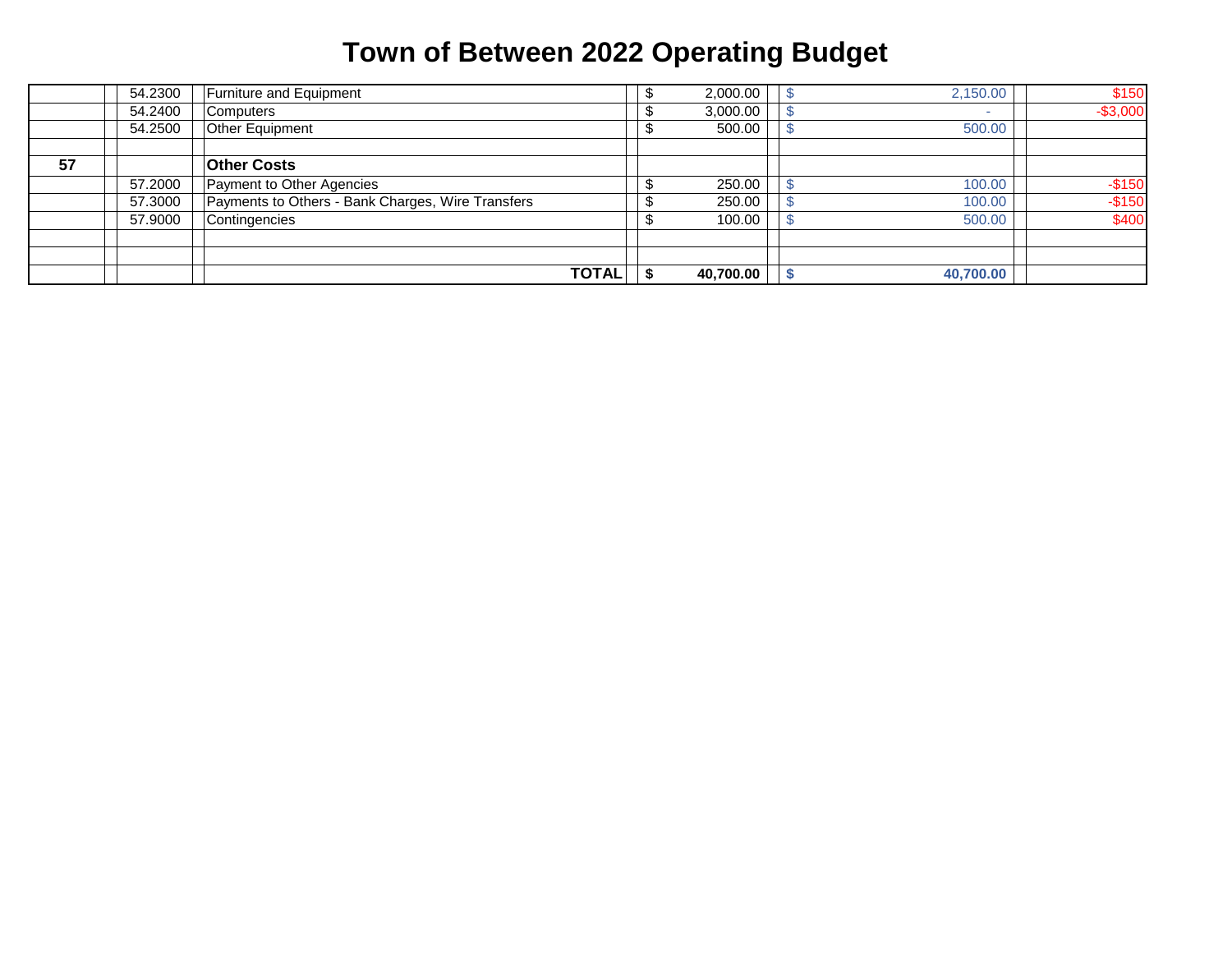# Town of Between 2022 Operating Budget

| | | | | |
|---|---|---|---|---|
| | 54.2300 | Furniture and Equipment | $ 2,000.00 | $ 2,150.00 | $150 |
| | 54.2400 | Computers | $ 3,000.00 | $ - | -$3,000 |
| | 54.2500 | Other Equipment | $ 500.00 | $ 500.00 | |
| | | | | | |
| **57** | | **Other Costs** | | | |
| | 57.2000 | Payment to Other Agencies | $ 250.00 | $ 100.00 | -$150 |
| | 57.3000 | Payments to Others - Bank Charges, Wire Transfers | $ 250.00 | $ 100.00 | -$150 |
| | 57.9000 | Contingencies | $ 100.00 | $ 500.00 | $400 |
| | | | | | |
| | | | | | |
| | | **TOTAL** | **$ 40,700.00** | **$ 40,700.00** | |